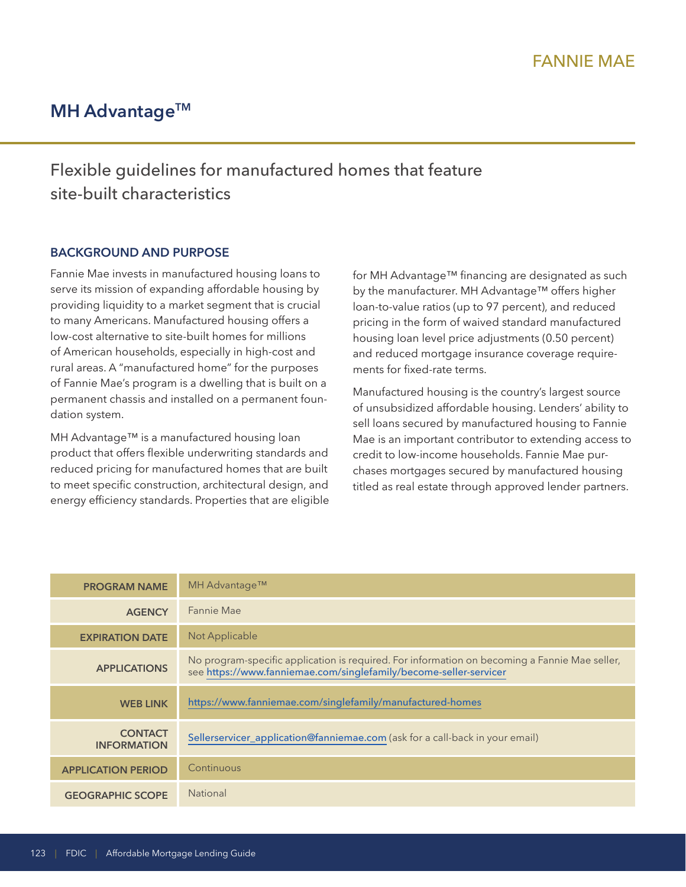FANNIE MAE

# MH Advantage™

## Flexible guidelines for manufactured homes that feature site-built characteristics

### BACKGROUND AND PURPOSE

Fannie Mae invests in manufactured housing loans to serve its mission of expanding affordable housing by providing liquidity to a market segment that is crucial to many Americans. Manufactured housing offers a low-cost alternative to site-built homes for millions of American households, especially in high-cost and rural areas. A "manufactured home" for the purposes of Fannie Mae's program is a dwelling that is built on a permanent chassis and installed on a permanent foundation system.

MH Advantage™ is a manufactured housing loan product that offers flexible underwriting standards and reduced pricing for manufactured homes that are built to meet specific construction, architectural design, and energy efficiency standards. Properties that are eligible for MH Advantage™ financing are designated as such by the manufacturer. MH Advantage™ offers higher loan-to-value ratios (up to 97 percent), and reduced pricing in the form of waived standard manufactured housing loan level price adjustments (0.50 percent) and reduced mortgage insurance coverage requirements for fixed-rate terms.

Manufactured housing is the country's largest source of unsubsidized affordable housing. Lenders' ability to sell loans secured by manufactured housing to Fannie Mae is an important contributor to extending access to credit to low-income households. Fannie Mae purchases mortgages secured by manufactured housing titled as real estate through approved lender partners.

| | |
|---|---|
| **PROGRAM NAME** | MH Advantage™ |
| **AGENCY** | Fannie Mae |
| **EXPIRATION DATE** | Not Applicable |
| **APPLICATIONS** | No program-specific application is required. For information on becoming a Fannie Mae seller, see https://www.fanniemae.com/singlefamily/become-seller-servicer |
| **WEB LINK** | https://www.fanniemae.com/singlefamily/manufactured-homes |
| **CONTACT INFORMATION** | Sellerservicer_application@fanniemae.com (ask for a call-back in your email) |
| **APPLICATION PERIOD** | Continuous |
| **GEOGRAPHIC SCOPE** | National |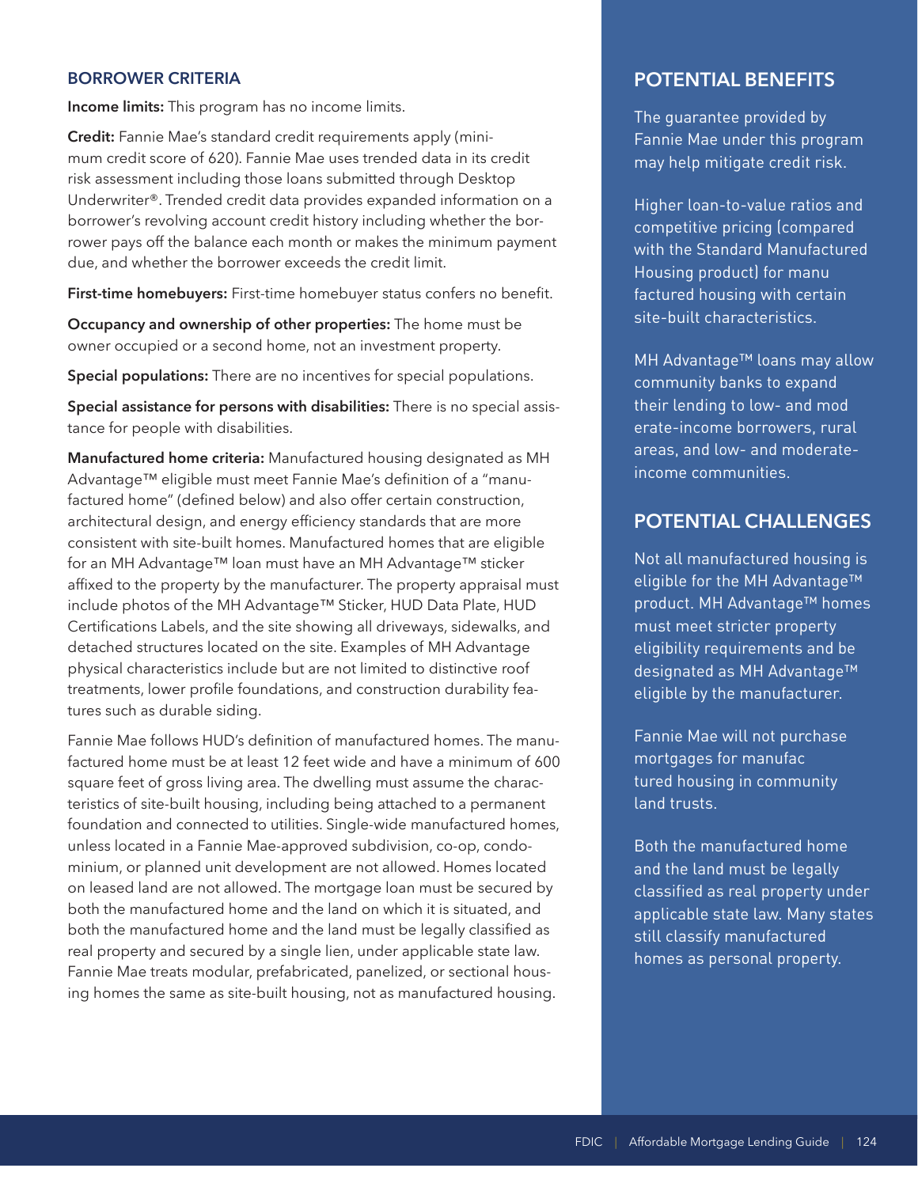### BORROWER CRITERIA

**Income limits:** This program has no income limits.

**Credit:** Fannie Mae's standard credit requirements apply (minimum credit score of 620). Fannie Mae uses trended data in its credit risk assessment including those loans submitted through Desktop Underwriter®. Trended credit data provides expanded information on a borrower's revolving account credit history including whether the borrower pays off the balance each month or makes the minimum payment due, and whether the borrower exceeds the credit limit.

**First-time homebuyers:** First-time homebuyer status confers no benefit.

**Occupancy and ownership of other properties:** The home must be owner occupied or a second home, not an investment property.

**Special populations:** There are no incentives for special populations.

**Special assistance for persons with disabilities:** There is no special assistance for people with disabilities.

**Manufactured home criteria:** Manufactured housing designated as MH Advantage™ eligible must meet Fannie Mae's definition of a "manufactured home" (defined below) and also offer certain construction, architectural design, and energy efficiency standards that are more consistent with site-built homes. Manufactured homes that are eligible for an MH Advantage™ loan must have an MH Advantage™ sticker affixed to the property by the manufacturer. The property appraisal must include photos of the MH Advantage™ Sticker, HUD Data Plate, HUD Certifications Labels, and the site showing all driveways, sidewalks, and detached structures located on the site. Examples of MH Advantage physical characteristics include but are not limited to distinctive roof treatments, lower profile foundations, and construction durability features such as durable siding.

Fannie Mae follows HUD's definition of manufactured homes. The manufactured home must be at least 12 feet wide and have a minimum of 600 square feet of gross living area. The dwelling must assume the characteristics of site-built housing, including being attached to a permanent foundation and connected to utilities. Single-wide manufactured homes, unless located in a Fannie Mae-approved subdivision, co-op, condominium, or planned unit development are not allowed. Homes located on leased land are not allowed. The mortgage loan must be secured by both the manufactured home and the land on which it is situated, and both the manufactured home and the land must be legally classified as real property and secured by a single lien, under applicable state law. Fannie Mae treats modular, prefabricated, panelized, or sectional housing homes the same as site-built housing, not as manufactured housing.

## POTENTIAL BENEFITS

The guarantee provided by Fannie Mae under this program may help mitigate credit risk.

Higher loan-to-value ratios and competitive pricing (compared with the Standard Manufactured Housing product) for manufactured housing with certain site-built characteristics.

MH Advantage™ loans may allow community banks to expand their lending to low- and moderate-income borrowers, rural areas, and low- and moderate-income communities.

## POTENTIAL CHALLENGES

Not all manufactured housing is eligible for the MH Advantage™ product. MH Advantage™ homes must meet stricter property eligibility requirements and be designated as MH Advantage™ eligible by the manufacturer.

Fannie Mae will not purchase mortgages for manufactured housing in community land trusts.

Both the manufactured home and the land must be legally classified as real property under applicable state law. Many states still classify manufactured homes as personal property.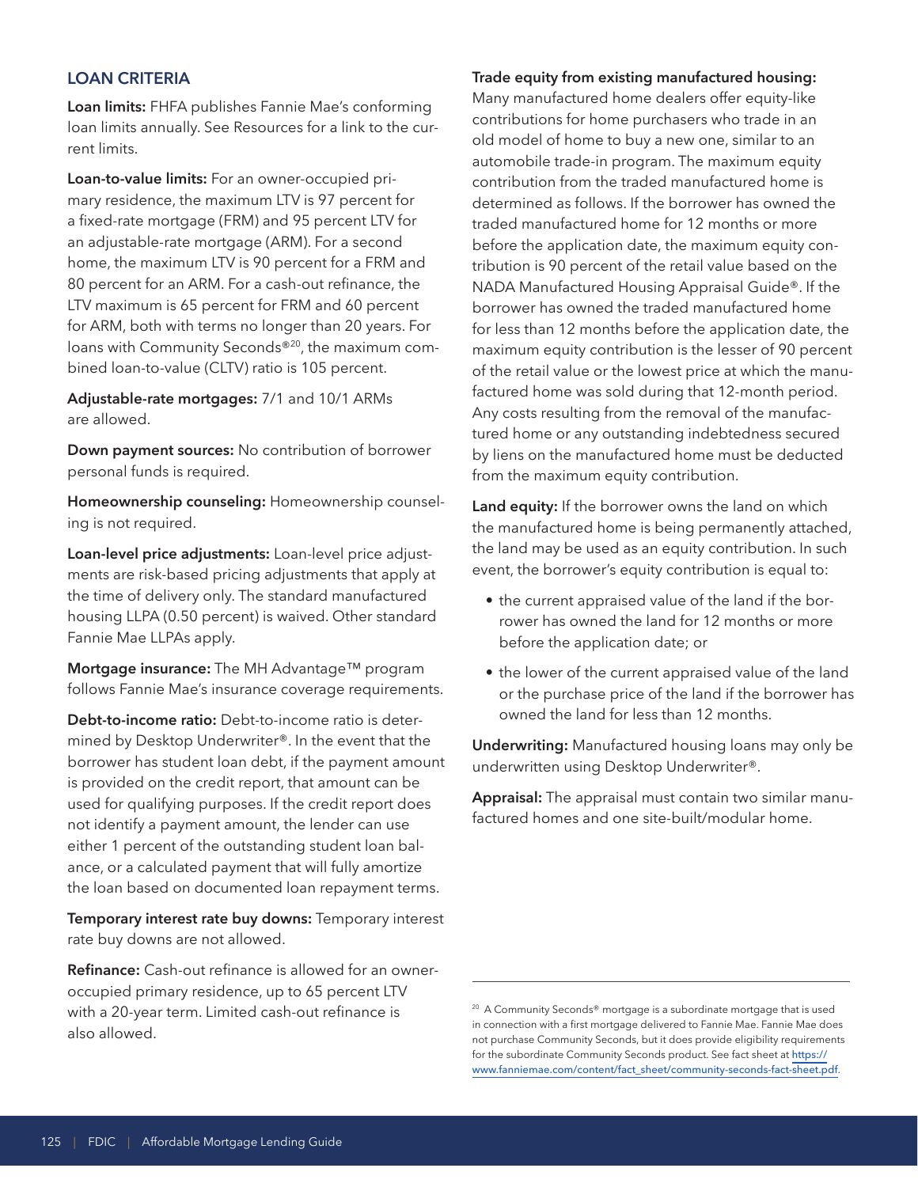## LOAN CRITERIA

**Loan limits:** FHFA publishes Fannie Mae's conforming loan limits annually. See Resources for a link to the current limits.

**Loan-to-value limits:** For an owner-occupied primary residence, the maximum LTV is 97 percent for a fixed-rate mortgage (FRM) and 95 percent LTV for an adjustable-rate mortgage (ARM). For a second home, the maximum LTV is 90 percent for a FRM and 80 percent for an ARM. For a cash-out refinance, the LTV maximum is 65 percent for FRM and 60 percent for ARM, both with terms no longer than 20 years. For loans with Community Seconds®[20], the maximum combined loan-to-value (CLTV) ratio is 105 percent.

**Adjustable-rate mortgages:** 7/1 and 10/1 ARMs are allowed.

**Down payment sources:** No contribution of borrower personal funds is required.

**Homeownership counseling:** Homeownership counseling is not required.

**Loan-level price adjustments:** Loan-level price adjustments are risk-based pricing adjustments that apply at the time of delivery only. The standard manufactured housing LLPA (0.50 percent) is waived. Other standard Fannie Mae LLPAs apply.

**Mortgage insurance:** The MH Advantage™ program follows Fannie Mae's insurance coverage requirements.

**Debt-to-income ratio:** Debt-to-income ratio is determined by Desktop Underwriter®. In the event that the borrower has student loan debt, if the payment amount is provided on the credit report, that amount can be used for qualifying purposes. If the credit report does not identify a payment amount, the lender can use either 1 percent of the outstanding student loan balance, or a calculated payment that will fully amortize the loan based on documented loan repayment terms.

**Temporary interest rate buy downs:** Temporary interest rate buy downs are not allowed.

**Refinance:** Cash-out refinance is allowed for an owner-occupied primary residence, up to 65 percent LTV with a 20-year term. Limited cash-out refinance is also allowed.

**Trade equity from existing manufactured housing:** Many manufactured home dealers offer equity-like contributions for home purchasers who trade in an old model of home to buy a new one, similar to an automobile trade-in program. The maximum equity contribution from the traded manufactured home is determined as follows. If the borrower has owned the traded manufactured home for 12 months or more before the application date, the maximum equity contribution is 90 percent of the retail value based on the NADA Manufactured Housing Appraisal Guide®. If the borrower has owned the traded manufactured home for less than 12 months before the application date, the maximum equity contribution is the lesser of 90 percent of the retail value or the lowest price at which the manufactured home was sold during that 12-month period. Any costs resulting from the removal of the manufactured home or any outstanding indebtedness secured by liens on the manufactured home must be deducted from the maximum equity contribution.

**Land equity:** If the borrower owns the land on which the manufactured home is being permanently attached, the land may be used as an equity contribution. In such event, the borrower's equity contribution is equal to:

- the current appraised value of the land if the borrower has owned the land for 12 months or more before the application date; or
- the lower of the current appraised value of the land or the purchase price of the land if the borrower has owned the land for less than 12 months.

**Underwriting:** Manufactured housing loans may only be underwritten using Desktop Underwriter®.

**Appraisal:** The appraisal must contain two similar manufactured homes and one site-built/modular home.

---

[20] A Community Seconds® mortgage is a subordinate mortgage that is used in connection with a first mortgage delivered to Fannie Mae. Fannie Mae does not purchase Community Seconds, but it does provide eligibility requirements for the subordinate Community Seconds product. See fact sheet at https://www.fanniemae.com/content/fact_sheet/community-seconds-fact-sheet.pdf.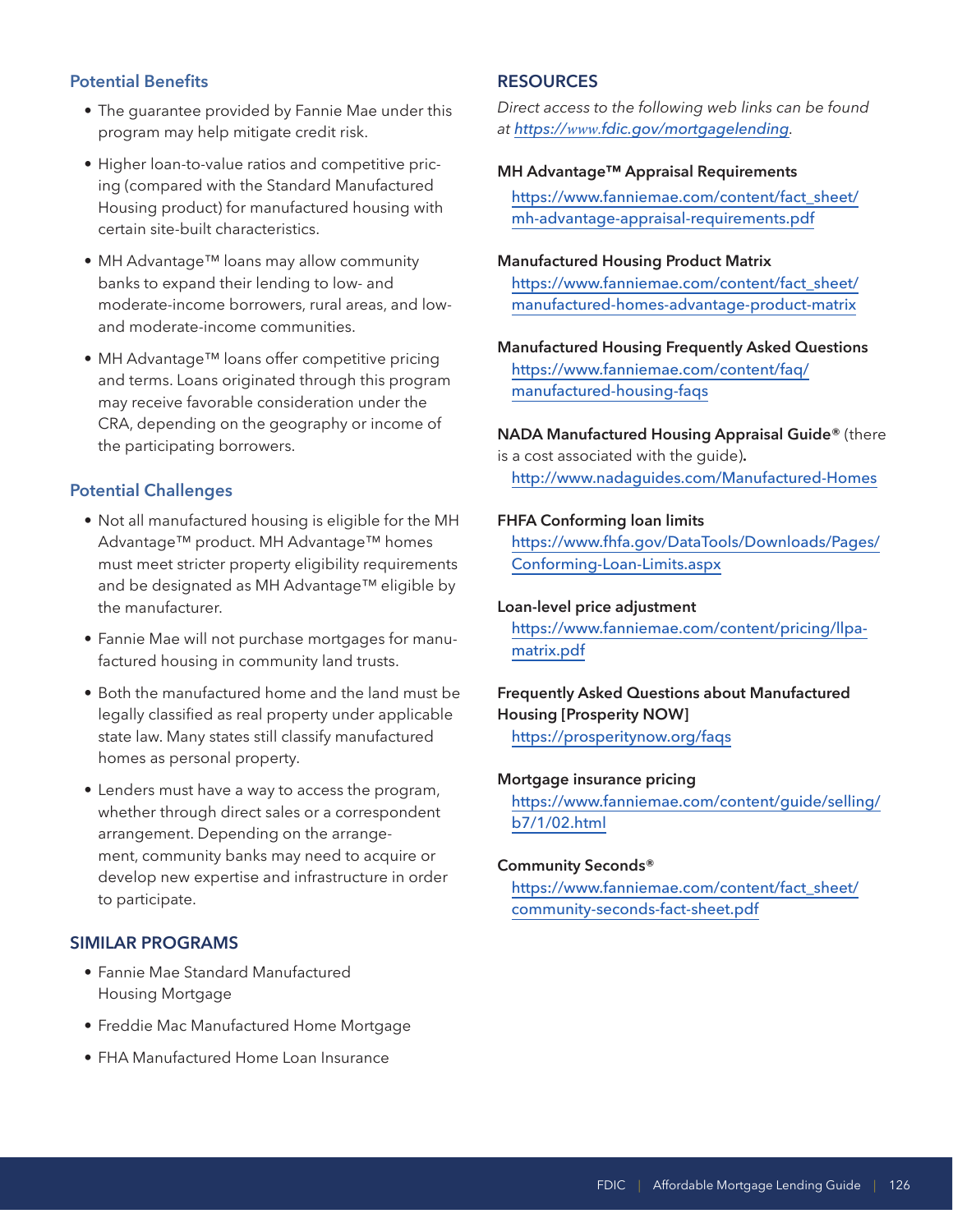### Potential Benefits

- The guarantee provided by Fannie Mae under this program may help mitigate credit risk.
- Higher loan-to-value ratios and competitive pricing (compared with the Standard Manufactured Housing product) for manufactured housing with certain site-built characteristics.
- MH Advantage™ loans may allow community banks to expand their lending to low- and moderate-income borrowers, rural areas, and low- and moderate-income communities.
- MH Advantage™ loans offer competitive pricing and terms. Loans originated through this program may receive favorable consideration under the CRA, depending on the geography or income of the participating borrowers.

### Potential Challenges

- Not all manufactured housing is eligible for the MH Advantage™ product. MH Advantage™ homes must meet stricter property eligibility requirements and be designated as MH Advantage™ eligible by the manufacturer.
- Fannie Mae will not purchase mortgages for manufactured housing in community land trusts.
- Both the manufactured home and the land must be legally classified as real property under applicable state law. Many states still classify manufactured homes as personal property.
- Lenders must have a way to access the program, whether through direct sales or a correspondent arrangement. Depending on the arrangement, community banks may need to acquire or develop new expertise and infrastructure in order to participate.

## SIMILAR PROGRAMS

- Fannie Mae Standard Manufactured Housing Mortgage
- Freddie Mac Manufactured Home Mortgage
- FHA Manufactured Home Loan Insurance

## RESOURCES

*Direct access to the following web links can be found at [https://www.fdic.gov/mortgagelending](https://www.fdic.gov/mortgagelending).*

**MH Advantage™ Appraisal Requirements**
https://www.fanniemae.com/content/fact_sheet/mh-advantage-appraisal-requirements.pdf

**Manufactured Housing Product Matrix**
https://www.fanniemae.com/content/fact_sheet/manufactured-homes-advantage-product-matrix

**Manufactured Housing Frequently Asked Questions**
https://www.fanniemae.com/content/faq/manufactured-housing-faqs

**NADA Manufactured Housing Appraisal Guide®** (there is a cost associated with the guide).
http://www.nadaguides.com/Manufactured-Homes

**FHFA Conforming loan limits**
https://www.fhfa.gov/DataTools/Downloads/Pages/Conforming-Loan-Limits.aspx

**Loan-level price adjustment**
https://www.fanniemae.com/content/pricing/llpa-matrix.pdf

**Frequently Asked Questions about Manufactured Housing [Prosperity NOW]**
https://prosperitynow.org/faqs

**Mortgage insurance pricing**
https://www.fanniemae.com/content/guide/selling/b7/1/02.html

**Community Seconds®**
https://www.fanniemae.com/content/fact_sheet/community-seconds-fact-sheet.pdf